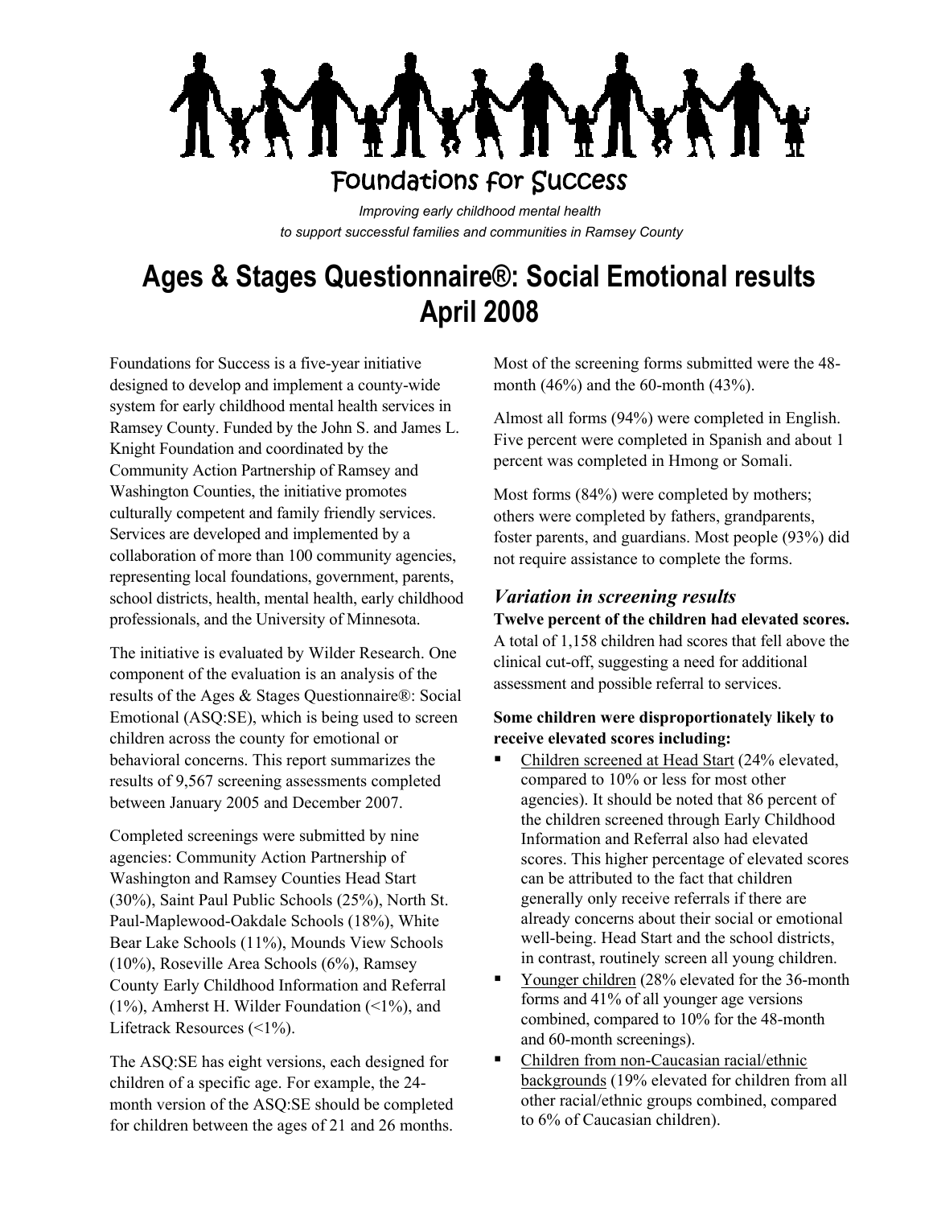Foundations for Success

*Improving early childhood mental health to support successful families and communities in Ramsey County*

# Ages & Stages Questionnaire®: Social Emotional results April 2008

Foundations for Success is a five-year initiative designed to develop and implement a county-wide system for early childhood mental health services in Ramsey County. Funded by the John S. and James L. Knight Foundation and coordinated by the Community Action Partnership of Ramsey and Washington Counties, the initiative promotes culturally competent and family friendly services. Services are developed and implemented by a collaboration of more than 100 community agencies, representing local foundations, government, parents, school districts, health, mental health, early childhood professionals, and the University of Minnesota.

The initiative is evaluated by Wilder Research. One component of the evaluation is an analysis of the results of the Ages & Stages Questionnaire®: Social Emotional (ASQ:SE), which is being used to screen children across the county for emotional or behavioral concerns. This report summarizes the results of 9,567 screening assessments completed between January 2005 and December 2007.

Completed screenings were submitted by nine agencies: Community Action Partnership of Washington and Ramsey Counties Head Start (30%), Saint Paul Public Schools (25%), North St. Paul-Maplewood-Oakdale Schools (18%), White Bear Lake Schools (11%), Mounds View Schools (10%), Roseville Area Schools (6%), Ramsey County Early Childhood Information and Referral (1%), Amherst H. Wilder Foundation (<1%), and Lifetrack Resources (<1%).

The ASQ:SE has eight versions, each designed for children of a specific age. For example, the 24-month version of the ASQ:SE should be completed for children between the ages of 21 and 26 months. Most of the screening forms submitted were the 48-month (46%) and the 60-month (43%).

Almost all forms (94%) were completed in English. Five percent were completed in Spanish and about 1 percent was completed in Hmong or Somali.

Most forms (84%) were completed by mothers; others were completed by fathers, grandparents, foster parents, and guardians. Most people (93%) did not require assistance to complete the forms.

## *Variation in screening results*

**Twelve percent of the children had elevated scores.** A total of 1,158 children had scores that fell above the clinical cut-off, suggesting a need for additional assessment and possible referral to services.

**Some children were disproportionately likely to receive elevated scores including:**

- Children screened at Head Start (24% elevated, compared to 10% or less for most other agencies). It should be noted that 86 percent of the children screened through Early Childhood Information and Referral also had elevated scores. This higher percentage of elevated scores can be attributed to the fact that children generally only receive referrals if there are already concerns about their social or emotional well-being. Head Start and the school districts, in contrast, routinely screen all young children.
- Younger children (28% elevated for the 36-month forms and 41% of all younger age versions combined, compared to 10% for the 48-month and 60-month screenings).
- Children from non-Caucasian racial/ethnic backgrounds (19% elevated for children from all other racial/ethnic groups combined, compared to 6% of Caucasian children).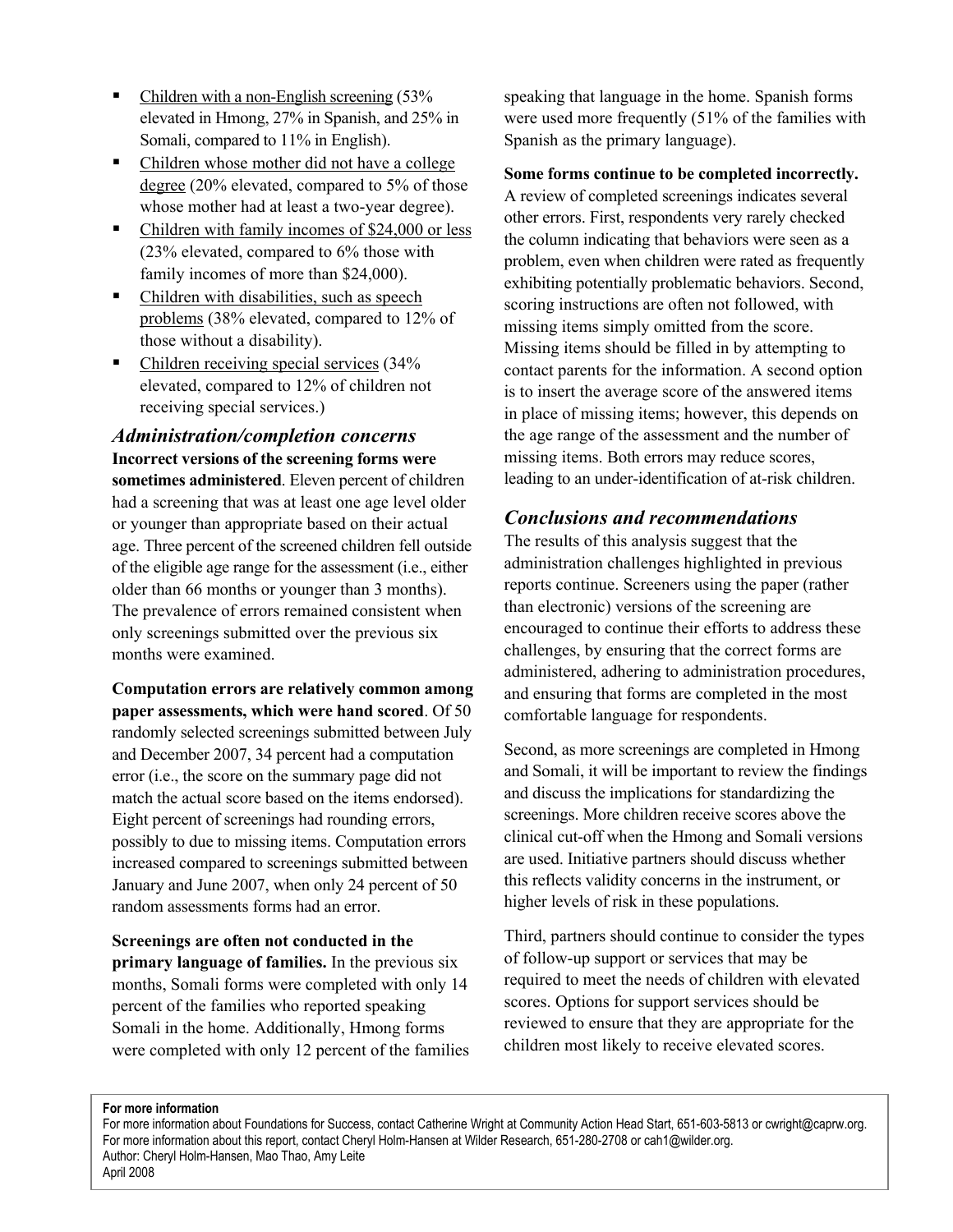- Children with a non-English screening (53% elevated in Hmong, 27% in Spanish, and 25% in Somali, compared to 11% in English).
- Children whose mother did not have a college degree (20% elevated, compared to 5% of those whose mother had at least a two-year degree).
- Children with family incomes of $24,000 or less (23% elevated, compared to 6% those with family incomes of more than $24,000).
- Children with disabilities, such as speech problems (38% elevated, compared to 12% of those without a disability).
- Children receiving special services (34% elevated, compared to 12% of children not receiving special services.)

## *Administration/completion concerns*

**Incorrect versions of the screening forms were sometimes administered**. Eleven percent of children had a screening that was at least one age level older or younger than appropriate based on their actual age. Three percent of the screened children fell outside of the eligible age range for the assessment (i.e., either older than 66 months or younger than 3 months). The prevalence of errors remained consistent when only screenings submitted over the previous six months were examined.

**Computation errors are relatively common among paper assessments, which were hand scored**. Of 50 randomly selected screenings submitted between July and December 2007, 34 percent had a computation error (i.e., the score on the summary page did not match the actual score based on the items endorsed). Eight percent of screenings had rounding errors, possibly to due to missing items. Computation errors increased compared to screenings submitted between January and June 2007, when only 24 percent of 50 random assessments forms had an error.

**Screenings are often not conducted in the primary language of families.** In the previous six months, Somali forms were completed with only 14 percent of the families who reported speaking Somali in the home. Additionally, Hmong forms were completed with only 12 percent of the families speaking that language in the home. Spanish forms were used more frequently (51% of the families with Spanish as the primary language).

**Some forms continue to be completed incorrectly.** A review of completed screenings indicates several other errors. First, respondents very rarely checked the column indicating that behaviors were seen as a problem, even when children were rated as frequently exhibiting potentially problematic behaviors. Second, scoring instructions are often not followed, with missing items simply omitted from the score. Missing items should be filled in by attempting to contact parents for the information. A second option is to insert the average score of the answered items in place of missing items; however, this depends on the age range of the assessment and the number of missing items. Both errors may reduce scores, leading to an under-identification of at-risk children.

## *Conclusions and recommendations*

The results of this analysis suggest that the administration challenges highlighted in previous reports continue. Screeners using the paper (rather than electronic) versions of the screening are encouraged to continue their efforts to address these challenges, by ensuring that the correct forms are administered, adhering to administration procedures, and ensuring that forms are completed in the most comfortable language for respondents.

Second, as more screenings are completed in Hmong and Somali, it will be important to review the findings and discuss the implications for standardizing the screenings. More children receive scores above the clinical cut-off when the Hmong and Somali versions are used. Initiative partners should discuss whether this reflects validity concerns in the instrument, or higher levels of risk in these populations.

Third, partners should continue to consider the types of follow-up support or services that may be required to meet the needs of children with elevated scores. Options for support services should be reviewed to ensure that they are appropriate for the children most likely to receive elevated scores.

**For more information**

For more information about Foundations for Success, contact Catherine Wright at Community Action Head Start, 651-603-5813 or cwright@caprw.org.
For more information about this report, contact Cheryl Holm-Hansen at Wilder Research, 651-280-2708 or cah1@wilder.org.
Author: Cheryl Holm-Hansen, Mao Thao, Amy Leite
April 2008